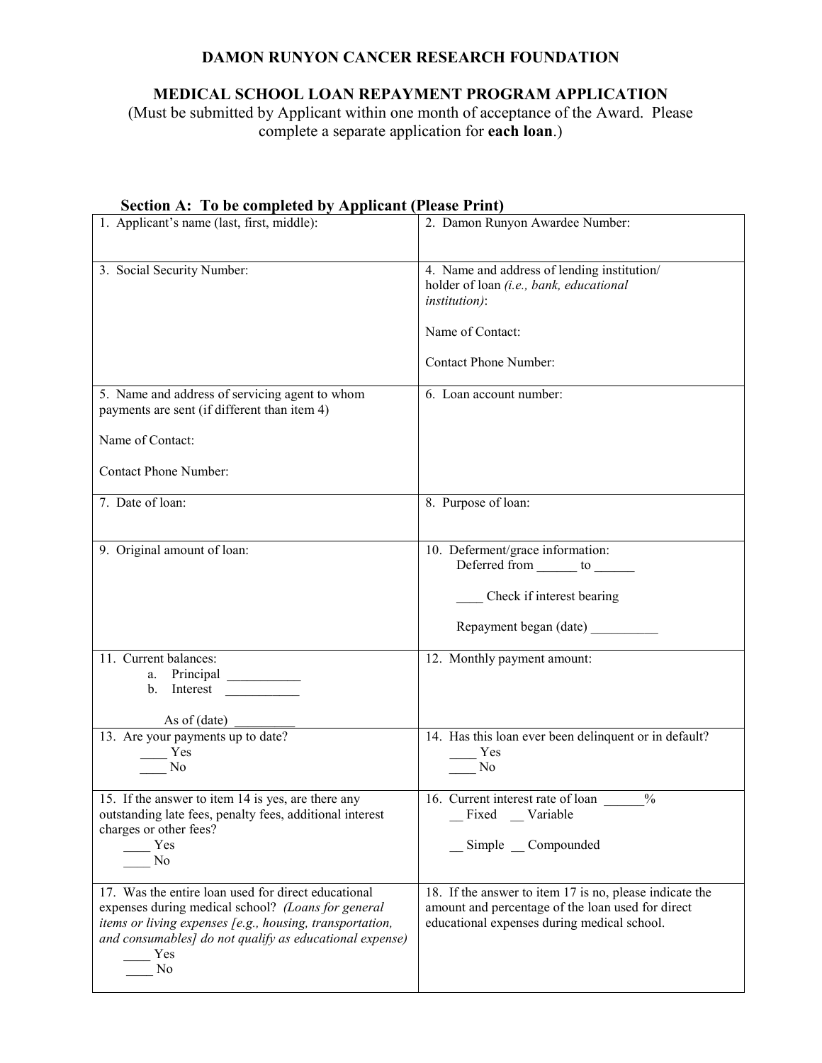# DAMON RUNYON CANCER RESEARCH FOUNDATION

## MEDICAL SCHOOL LOAN REPAYMENT PROGRAM APPLICATION

(Must be submitted by Applicant within one month of acceptance of the Award. Please complete a separate application for **each loan**.)

### Section A: To be completed by Applicant (Please Print)

| | |
|---|---|
| 1. Applicant's name (last, first, middle): | 2. Damon Runyon Awardee Number: |
| 3. Social Security Number: | 4. Name and address of lending institution/ holder of loan *(i.e., bank, educational institution)*:<br><br>Name of Contact:<br><br>Contact Phone Number: |
| 5. Name and address of servicing agent to whom payments are sent (if different than item 4)<br><br>Name of Contact:<br><br>Contact Phone Number: | 6. Loan account number: |
| 7. Date of loan: | 8. Purpose of loan: |
| 9. Original amount of loan: | 10. Deferment/grace information:<br>Deferred from ______ to ______<br><br>____ Check if interest bearing<br><br>Repayment began (date) __________ |
| 11. Current balances:<br>a. Principal ___________<br>b. Interest ___________<br><br>As of (date) _________ | 12. Monthly payment amount: |
| 13. Are your payments up to date?<br>____ Yes<br>____ No | 14. Has this loan ever been delinquent or in default?<br>____ Yes<br>____ No |
| 15. If the answer to item 14 is yes, are there any outstanding late fees, penalty fees, additional interest charges or other fees?<br>____ Yes<br>____ No | 16. Current interest rate of loan ______%<br>__ Fixed __ Variable<br><br>__ Simple __ Compounded |
| 17. Was the entire loan used for direct educational expenses during medical school? *(Loans for general items or living expenses [e.g., housing, transportation, and consumables] do not qualify as educational expense)*<br>____ Yes<br>____ No | 18. If the answer to item 17 is no, please indicate the amount and percentage of the loan used for direct educational expenses during medical school. |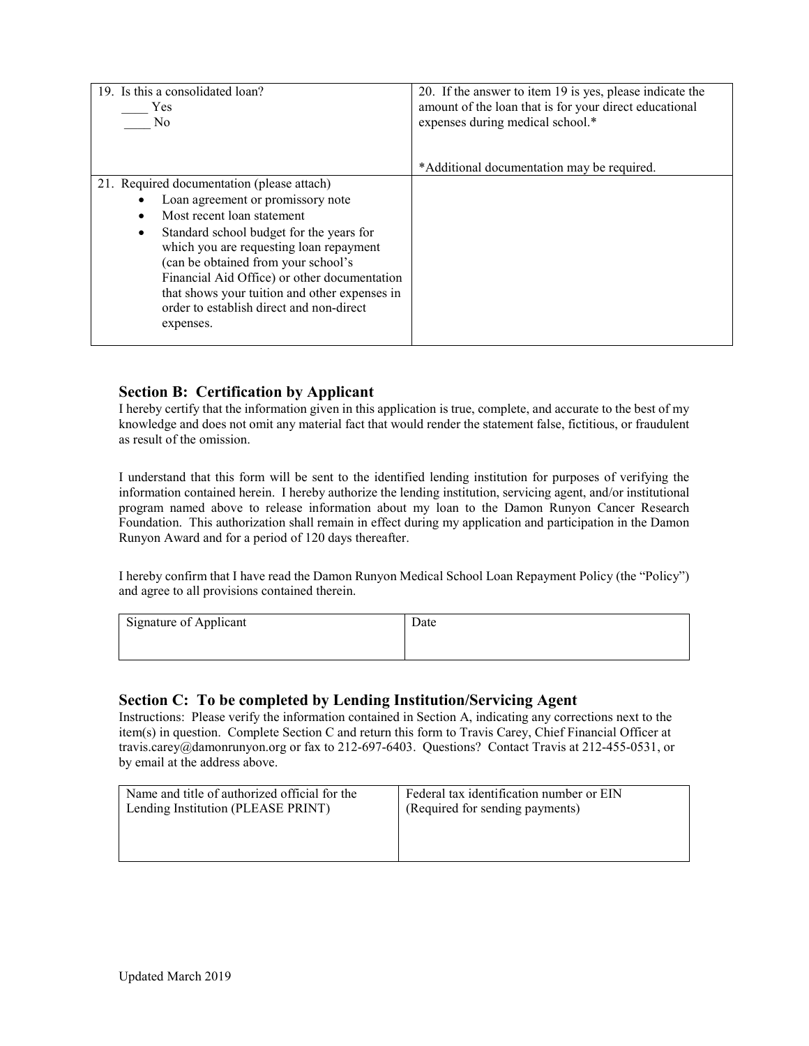| | |
|---|---|
| 19. Is this a consolidated loan?<br>____ Yes<br>____ No | 20. If the answer to item 19 is yes, please indicate the amount of the loan that is for your direct educational expenses during medical school.*<br><br>*Additional documentation may be required. |
| 21. Required documentation (please attach)<br>• Loan agreement or promissory note<br>• Most recent loan statement<br>• Standard school budget for the years for which you are requesting loan repayment (can be obtained from your school's Financial Aid Office) or other documentation that shows your tuition and other expenses in order to establish direct and non-direct expenses. | |

## Section B: Certification by Applicant

I hereby certify that the information given in this application is true, complete, and accurate to the best of my knowledge and does not omit any material fact that would render the statement false, fictitious, or fraudulent as result of the omission.

I understand that this form will be sent to the identified lending institution for purposes of verifying the information contained herein. I hereby authorize the lending institution, servicing agent, and/or institutional program named above to release information about my loan to the Damon Runyon Cancer Research Foundation. This authorization shall remain in effect during my application and participation in the Damon Runyon Award and for a period of 120 days thereafter.

I hereby confirm that I have read the Damon Runyon Medical School Loan Repayment Policy (the "Policy") and agree to all provisions contained therein.

| | |
|---|---|
| Signature of Applicant | Date |

## Section C: To be completed by Lending Institution/Servicing Agent

Instructions: Please verify the information contained in Section A, indicating any corrections next to the item(s) in question. Complete Section C and return this form to Travis Carey, Chief Financial Officer at travis.carey@damonrunyon.org or fax to 212-697-6403. Questions? Contact Travis at 212-455-0531, or by email at the address above.

| | |
|---|---|
| Name and title of authorized official for the Lending Institution (PLEASE PRINT) | Federal tax identification number or EIN (Required for sending payments) |

Updated March 2019